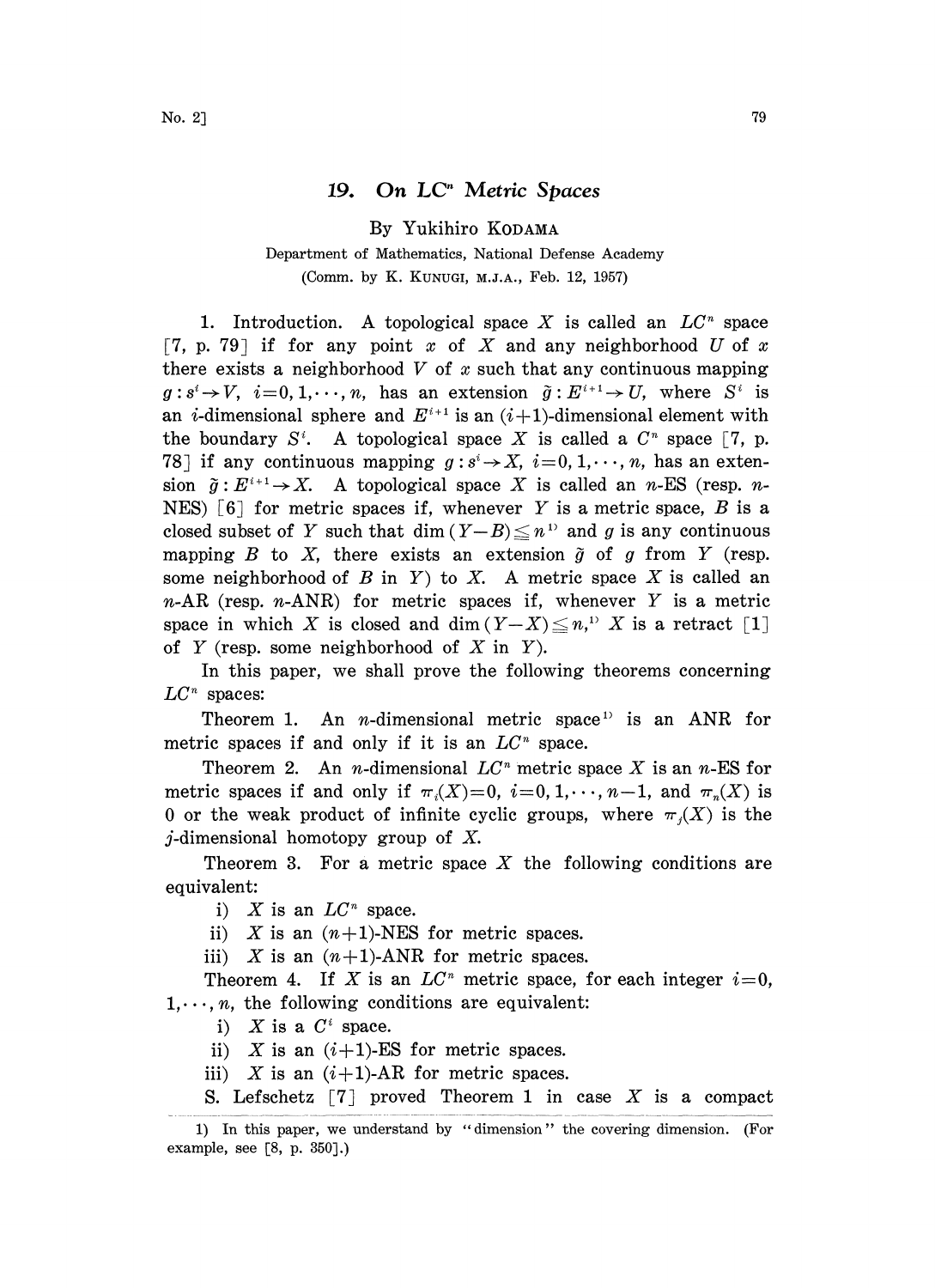# 19. On $LC^n$ Metric Spaces

By Yukihiro KODAMA

Department of Mathematics, National Defense Academy

(Comm. by K. KUNUGI, M.J.A., Feb. 12, 1957)

1. Introduction. A topological space $X$ is called an $LC^n$ space [7, p. 79] if for any point $x$ of $X$ and any neighborhood $U$ of $x$ there exists a neighborhood $V$ of $x$ such that any continuous mapping $g: s^i \to V$, $i=0,1,\cdots,n$, has an extension $\tilde{g}: E^{i+1} \to U$, where $S^i$ is an $i$-dimensional sphere and $E^{i+1}$ is an $(i+1)$-dimensional element with the boundary $S^i$. A topological space $X$ is called a $C^n$ space [7, p. 78] if any continuous mapping $g: s^i \to X$, $i=0,1,\cdots,n$, has an extension $\tilde{g}: E^{i+1} \to X$. A topological space $X$ is called an $n$-ES (resp. $n$-NES) [6] for metric spaces if, whenever $Y$ is a metric space, $B$ is a closed subset of $Y$ such that $\dim(Y-B) \leqq n$[1] and $g$ is any continuous mapping $B$ to $X$, there exists an extension $\tilde{g}$ of $g$ from $Y$ (resp. some neighborhood of $B$ in $Y$) to $X$. A metric space $X$ is called an $n$-AR (resp. $n$-ANR) for metric spaces if, whenever $Y$ is a metric space in which $X$ is closed and $\dim(Y-X) \leqq n$,[1] $X$ is a retract [1] of $Y$ (resp. some neighborhood of $X$ in $Y$).

In this paper, we shall prove the following theorems concerning $LC^n$ spaces:

Theorem 1. An $n$-dimensional metric space[1] is an ANR for metric spaces if and only if it is an $LC^n$ space.

Theorem 2. An $n$-dimensional $LC^n$ metric space $X$ is an $n$-ES for metric spaces if and only if $\pi_i(X)=0$, $i=0,1,\cdots,n-1$, and $\pi_n(X)$ is 0 or the weak product of infinite cyclic groups, where $\pi_j(X)$ is the $j$-dimensional homotopy group of $X$.

Theorem 3. For a metric space $X$ the following conditions are equivalent:

i) $X$ is an $LC^n$ space.

ii) $X$ is an $(n+1)$-NES for metric spaces.

iii) $X$ is an $(n+1)$-ANR for metric spaces.

Theorem 4. If $X$ is an $LC^n$ metric space, for each integer $i=0,1,\cdots,n$, the following conditions are equivalent:

i) $X$ is a $C^i$ space.

ii) $X$ is an $(i+1)$-ES for metric spaces.

iii) $X$ is an $(i+1)$-AR for metric spaces.

S. Lefschetz [7] proved Theorem 1 in case $X$ is a compact

---

1) In this paper, we understand by "dimension" the covering dimension. (For example, see [8, p. 350].)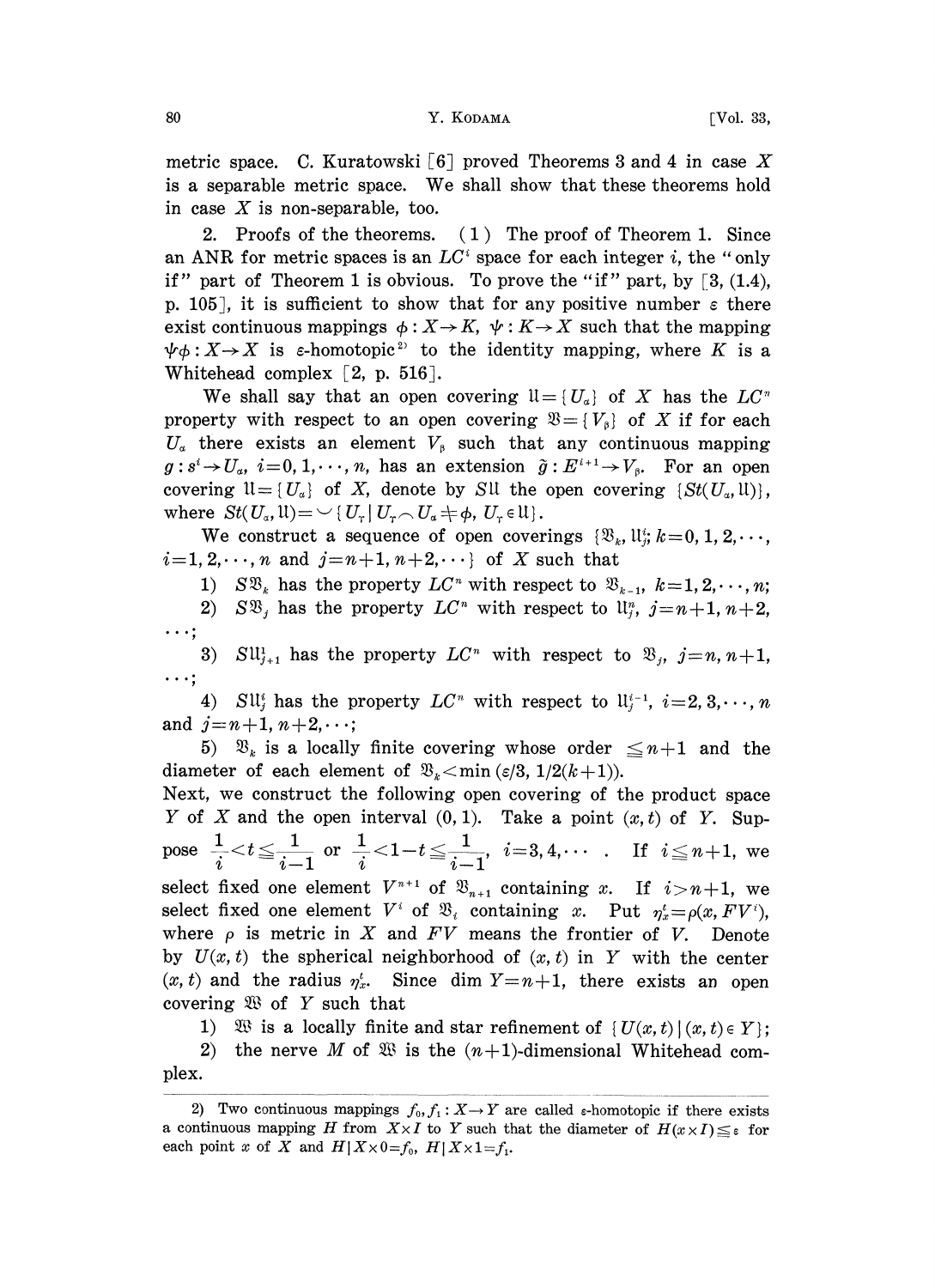metric space. C. Kuratowski [6] proved Theorems 3 and 4 in case $X$ is a separable metric space. We shall show that these theorems hold in case $X$ is non-separable, too.

2. Proofs of the theorems. (1) The proof of Theorem 1. Since an ANR for metric spaces is an $LC^i$ space for each integer $i$, the "only if" part of Theorem 1 is obvious. To prove the "if" part, by [3, (1.4), p. 105], it is sufficient to show that for any positive number $\varepsilon$ there exist continuous mappings $\phi : X \to K$, $\psi : K \to X$ such that the mapping $\psi\phi : X \to X$ is $\varepsilon$-homotopic[2)] to the identity mapping, where $K$ is a Whitehead complex [2, p. 516].

We shall say that an open covering $\mathfrak{U} = \{U_\alpha\}$ of $X$ has the $LC^n$ property with respect to an open covering $\mathfrak{B} = \{V_\beta\}$ of $X$ if for each $U_\alpha$ there exists an element $V_\beta$ such that any continuous mapping $g : s^i \to U_\alpha$, $i = 0, 1, \cdots, n$, has an extension $\tilde{g} : E^{i+1} \to V_\beta$. For an open covering $\mathfrak{U} = \{U_\alpha\}$ of $X$, denote by $S\mathfrak{U}$ the open covering $\{St(U_\alpha, \mathfrak{U})\}$, where $St(U_\alpha, \mathfrak{U}) = \smile \{U_\gamma \mid U_\gamma \frown U_\alpha \neq \phi,\ U_\gamma \in \mathfrak{U}\}$.

We construct a sequence of open coverings $\{\mathfrak{B}_k, \mathfrak{U}_j^i; k = 0, 1, 2, \cdots, i = 1, 2, \cdots, n \text{ and } j = n+1, n+2, \cdots\}$ of $X$ such that

1) $S\mathfrak{B}_k$ has the property $LC^n$ with respect to $\mathfrak{B}_{k-1}$, $k = 1, 2, \cdots, n$;

2) $S\mathfrak{B}_j$ has the property $LC^n$ with respect to $\mathfrak{U}_j^n$, $j = n+1, n+2, \cdots$;

3) $S\mathfrak{U}_{j+1}^1$ has the property $LC^n$ with respect to $\mathfrak{B}_j$, $j = n, n+1, \cdots$;

4) $S\mathfrak{U}_j^i$ has the property $LC^n$ with respect to $\mathfrak{U}_j^{i-1}$, $i = 2, 3, \cdots, n$ and $j = n+1, n+2, \cdots$;

5) $\mathfrak{B}_k$ is a locally finite covering whose order $\leqq n+1$ and the diameter of each element of $\mathfrak{B}_k < \min(\varepsilon/3, 1/2(k+1))$.

Next, we construct the following open covering of the product space $Y$ of $X$ and the open interval $(0, 1)$. Take a point $(x, t)$ of $Y$. Suppose $\frac{1}{i} < t \leqq \frac{1}{i-1}$ or $\frac{1}{i} < 1-t \leqq \frac{1}{i-1}$, $i = 3, 4, \cdots$. If $i \leqq n+1$, we select fixed one element $V^{n+1}$ of $\mathfrak{B}_{n+1}$ containing $x$. If $i > n+1$, we select fixed one element $V^i$ of $\mathfrak{B}_i$ containing $x$. Put $\eta_x^t = \rho(x, FV^i)$, where $\rho$ is metric in $X$ and $FV$ means the frontier of $V$. Denote by $U(x, t)$ the spherical neighborhood of $(x, t)$ in $Y$ with the center $(x, t)$ and the radius $\eta_x^t$. Since $\dim Y = n+1$, there exists an open covering $\mathfrak{W}$ of $Y$ such that

1) $\mathfrak{W}$ is a locally finite and star refinement of $\{U(x, t) \mid (x, t) \in Y\}$;

2) the nerve $M$ of $\mathfrak{W}$ is the $(n+1)$-dimensional Whitehead complex.

---

2) Two continuous mappings $f_0, f_1 : X \to Y$ are called $\varepsilon$-homotopic if there exists a continuous mapping $H$ from $X \times I$ to $Y$ such that the diameter of $H(x \times I) \leqq \varepsilon$ for each point $x$ of $X$ and $H \mid X \times 0 = f_0$, $H \mid X \times 1 = f_1$.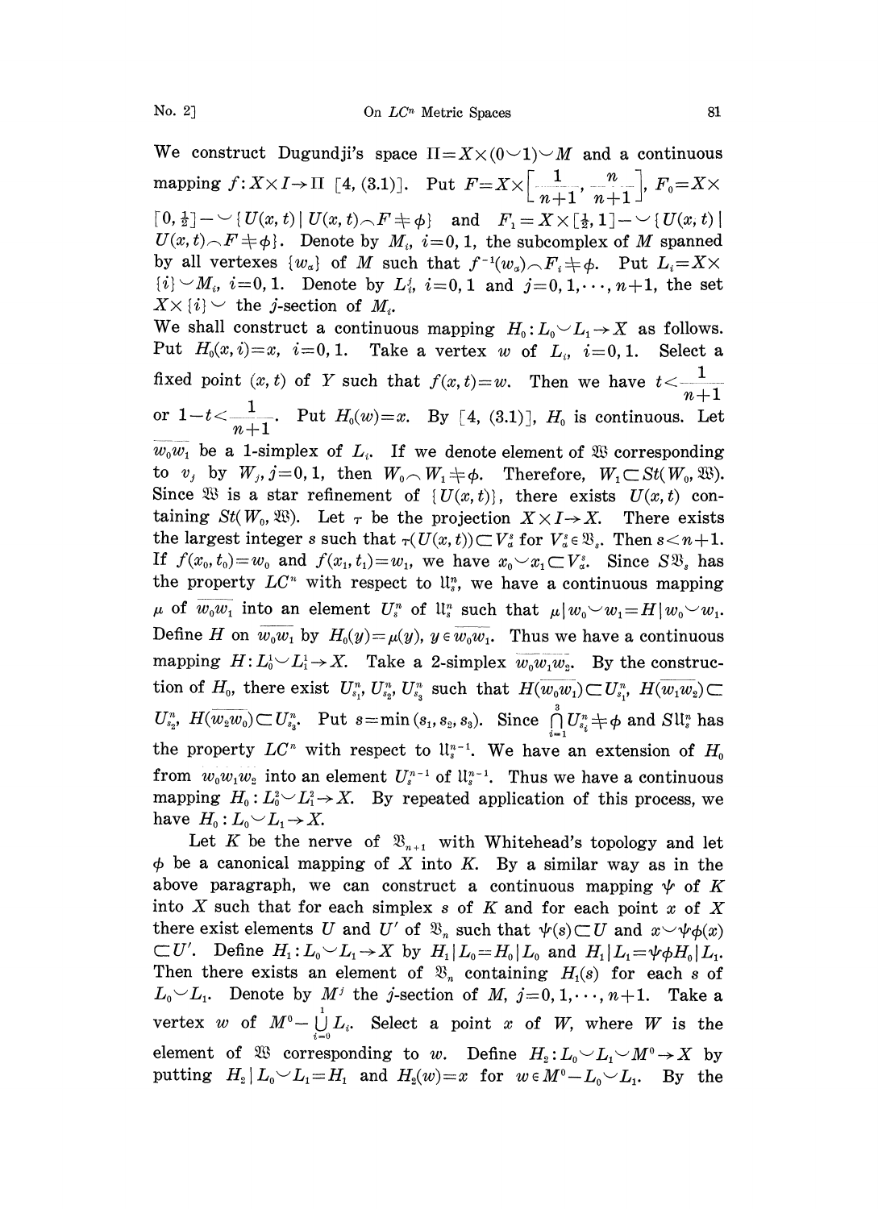We construct Dugundji's space $\Pi = X \times (0 \smile 1) \smile M$ and a continuous mapping $f: X \times I \to \Pi$ [4, (3.1)]. Put $F = X \times \left[\frac{1}{n+1}, \frac{n}{n+1}\right]$, $F_0 = X \times [0, \frac{1}{2}] - \smile \{U(x,t) \mid U(x,t) \frown F \neq \phi\}$ and $F_1 = X \times [\frac{1}{2}, 1] - \smile \{U(x,t) \mid U(x,t) \frown F \neq \phi\}$. Denote by $M_i$, $i=0,1$, the subcomplex of $M$ spanned by all vertexes $\{w_\alpha\}$ of $M$ such that $f^{-1}(w_\alpha) \frown F_i \neq \phi$. Put $L_i = X \times \{i\} \smile M_i$, $i=0,1$. Denote by $L_i^j$, $i=0,1$ and $j=0,1,\cdots,n+1$, the set $X \times \{i\} \smile$ the $j$-section of $M_i$.

We shall construct a continuous mapping $H_0: L_0 \smile L_1 \to X$ as follows. Put $H_0(x, i) = x$, $i=0,1$. Take a vertex $w$ of $L_i$, $i=0,1$. Select a fixed point $(x,t)$ of $Y$ such that $f(x,t) = w$. Then we have $t < \frac{1}{n+1}$ or $1 - t < \frac{1}{n+1}$. Put $H_0(w) = x$. By [4, (3.1)], $H_0$ is continuous. Let $\overline{w_0 w_1}$ be a 1-simplex of $L_i$. If we denote element of $\mathfrak{W}$ corresponding to $v_j$ by $W_j$, $j=0,1$, then $W_0 \frown W_1 \neq \phi$. Therefore, $W_1 \subset St(W_0, \mathfrak{W})$. Since $\mathfrak{W}$ is a star refinement of $\{U(x,t)\}$, there exists $U(x,t)$ containing $St(W_0, \mathfrak{W})$. Let $\tau$ be the projection $X \times I \to X$. There exists the largest integer $s$ such that $\tau(U(x,t)) \subset V_\alpha^s$ for $V_\alpha^s \in \mathfrak{V}_s$. Then $s < n+1$. If $f(x_0, t_0) = w_0$ and $f(x_1, t_1) = w_1$, we have $x_0 \smile x_1 \subset V_\alpha^s$. Since $S\mathfrak{V}_s$ has the property $LC^n$ with respect to $\mathfrak{U}_s^n$, we have a continuous mapping $\mu$ of $\overline{w_0 w_1}$ into an element $U_s^n$ of $\mathfrak{U}_s^n$ such that $\mu \mid w_0 \smile w_1 = H \mid w_0 \smile w_1$. Define $H$ on $\overline{w_0 w_1}$ by $H_0(y) = \mu(y)$, $y \in \overline{w_0 w_1}$. Thus we have a continuous mapping $H: L_0^1 \smile L_1^1 \to X$. Take a 2-simplex $\overline{w_0 w_1 w_2}$. By the construction of $H_0$, there exist $U_{s_1}^n, U_{s_2}^n, U_{s_3}^n$ such that $H(\overline{w_0 w_1}) \subset U_{s_1}^n$, $H(\overline{w_1 w_2}) \subset U_{s_2}^n$, $H(\overline{w_2 w_0}) \subset U_{s_3}^n$. Put $s = \min(s_1, s_2, s_3)$. Since $\bigcap_{i=1}^{3} U_{s_i}^n \neq \phi$ and $S\mathfrak{U}_s^n$ has the property $LC^n$ with respect to $\mathfrak{U}_s^{n-1}$. We have an extension of $H_0$ from $w_0 w_1 w_2$ into an element $U_s^{n-1}$ of $\mathfrak{U}_s^{n-1}$. Thus we have a continuous mapping $H_0: L_0^2 \smile L_1^2 \to X$. By repeated application of this process, we have $H_0: L_0 \smile L_1 \to X$.

Let $K$ be the nerve of $\mathfrak{V}_{n+1}$ with Whitehead's topology and let $\phi$ be a canonical mapping of $X$ into $K$. By a similar way as in the above paragraph, we can construct a continuous mapping $\psi$ of $K$ into $X$ such that for each simplex $s$ of $K$ and for each point $x$ of $X$ there exist elements $U$ and $U'$ of $\mathfrak{V}_n$ such that $\psi(s) \subset U$ and $x \smile \psi\phi(x) \subset U'$. Define $H_1: L_0 \smile L_1 \to X$ by $H_1 \mid L_0 = H_0 \mid L_0$ and $H_1 \mid L_1 = \psi\phi H_0 \mid L_1$. Then there exists an element of $\mathfrak{V}_n$ containing $H_1(s)$ for each $s$ of $L_0 \smile L_1$. Denote by $M^j$ the $j$-section of $M$, $j=0,1,\cdots,n+1$. Take a vertex $w$ of $M^0 - \bigcup_{i=0}^{1} L_i$. Select a point $x$ of $W$, where $W$ is the element of $\mathfrak{W}$ corresponding to $w$. Define $H_2: L_0 \smile L_1 \smile M^0 \to X$ by putting $H_2 \mid L_0 \smile L_1 = H_1$ and $H_2(w) = x$ for $w \in M^0 - L_0 \smile L_1$. By the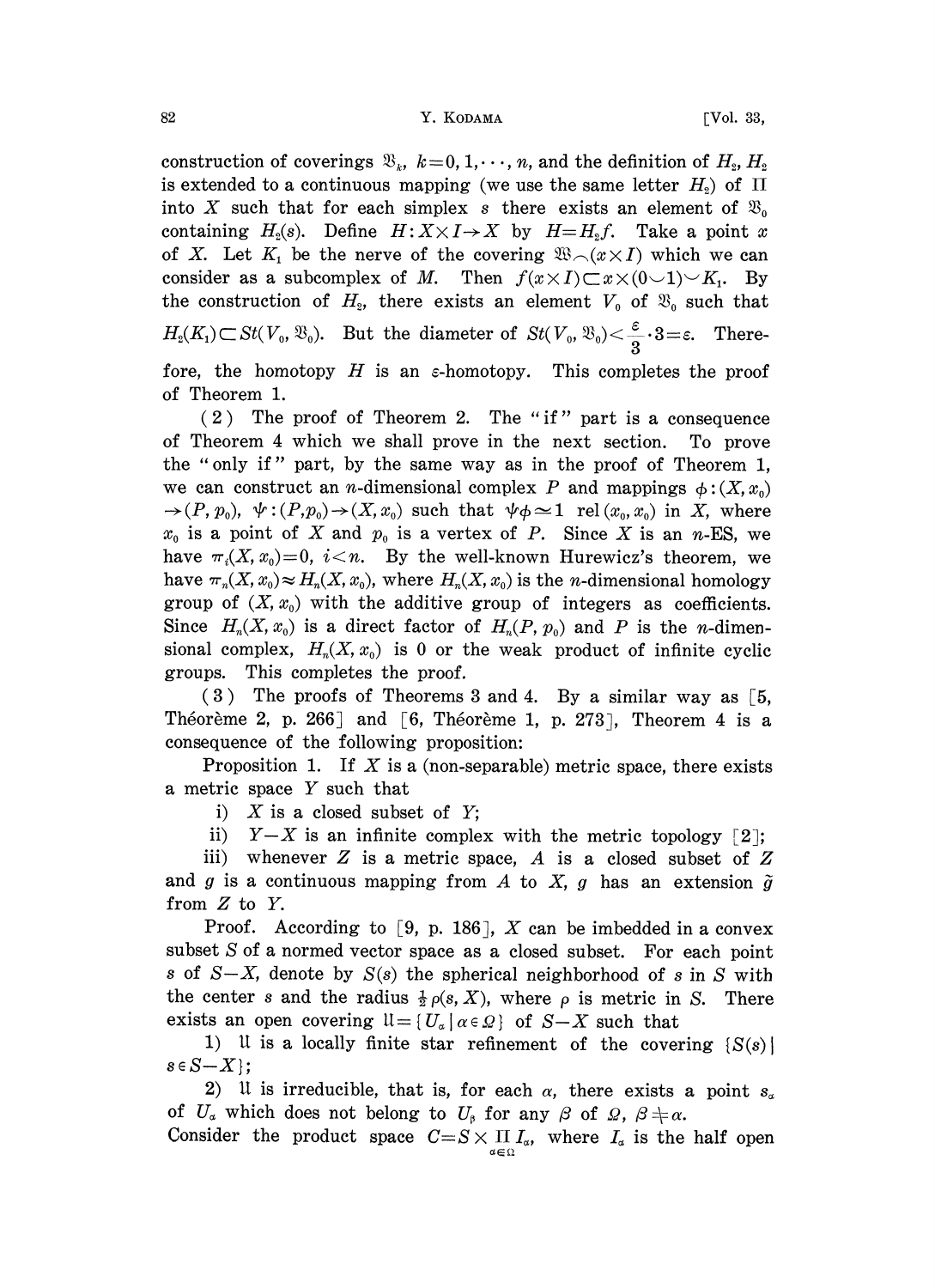construction of coverings $\mathfrak{V}_k$, $k=0, 1, \cdots, n$, and the definition of $H_2$, $H_2$ is extended to a continuous mapping (we use the same letter $H_2$) of $\Pi$ into $X$ such that for each simplex $s$ there exists an element of $\mathfrak{V}_0$ containing $H_2(s)$. Define $H: X \times I \to X$ by $H = H_2 f$. Take a point $x$ of $X$. Let $K_1$ be the nerve of the covering $\mathfrak{W} \frown (x \times I)$ which we can consider as a subcomplex of $M$. Then $f(x \times I) \subset x \times (0 \smile 1) \smile K_1$. By the construction of $H_2$, there exists an element $V_0$ of $\mathfrak{V}_0$ such that $H_2(K_1) \subset St(V_0, \mathfrak{V}_0)$. But the diameter of $St(V_0, \mathfrak{V}_0) < \frac{\varepsilon}{3} \cdot 3 = \varepsilon$. Therefore, the homotopy $H$ is an $\varepsilon$-homotopy. This completes the proof of Theorem 1.

(2) The proof of Theorem 2. The "if" part is a consequence of Theorem 4 which we shall prove in the next section. To prove the "only if" part, by the same way as in the proof of Theorem 1, we can construct an $n$-dimensional complex $P$ and mappings $\phi: (X, x_0) \to (P, p_0)$, $\psi: (P, p_0) \to (X, x_0)$ such that $\psi\phi \simeq 1$ rel $(x_0, x_0)$ in $X$, where $x_0$ is a point of $X$ and $p_0$ is a vertex of $P$. Since $X$ is an $n$-ES, we have $\pi_i(X, x_0) = 0$, $i < n$. By the well-known Hurewicz's theorem, we have $\pi_n(X, x_0) \approx H_n(X, x_0)$, where $H_n(X, x_0)$ is the $n$-dimensional homology group of $(X, x_0)$ with the additive group of integers as coefficients. Since $H_n(X, x_0)$ is a direct factor of $H_n(P, p_0)$ and $P$ is the $n$-dimensional complex, $H_n(X, x_0)$ is 0 or the weak product of infinite cyclic groups. This completes the proof.

(3) The proofs of Theorems 3 and 4. By a similar way as [5, Théorème 2, p. 266] and [6, Théorème 1, p. 273], Theorem 4 is a consequence of the following proposition:

Proposition 1. *If $X$ is a (non-separable) metric space, there exists a metric space $Y$ such that*

i) *$X$ is a closed subset of $Y$;*

ii) *$Y - X$ is an infinite complex with the metric topology [2];*

iii) *whenever $Z$ is a metric space, $A$ is a closed subset of $Z$ and $g$ is a continuous mapping from $A$ to $X$, $g$ has an extension $\tilde{g}$ from $Z$ to $Y$.*

Proof. According to [9, p. 186], $X$ can be imbedded in a convex subset $S$ of a normed vector space as a closed subset. For each point $s$ of $S - X$, denote by $S(s)$ the spherical neighborhood of $s$ in $S$ with the center $s$ and the radius $\frac{1}{2}\rho(s, X)$, where $\rho$ is metric in $S$. There exists an open covering $\mathfrak{U} = \{U_\alpha \mid \alpha \in \Omega\}$ of $S - X$ such that

1) $\mathfrak{U}$ is a locally finite star refinement of the covering $\{S(s) \mid s \in S - X\}$;

2) $\mathfrak{U}$ is irreducible, that is, for each $\alpha$, there exists a point $s_\alpha$ of $U_\alpha$ which does not belong to $U_\beta$ for any $\beta$ of $\Omega$, $\beta \neq \alpha$.

Consider the product space $C = S \times \prod_{\alpha \in \Omega} I_\alpha$, where $I_\alpha$ is the half open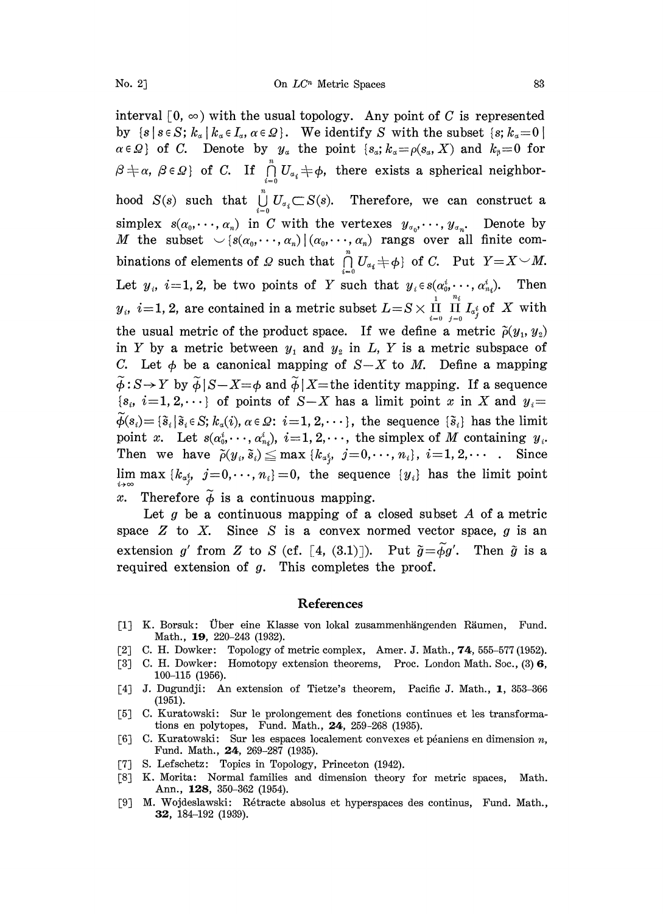interval $[0, \infty)$ with the usual topology. Any point of $C$ is represented by $\{s \mid s \in S; k_\alpha \mid k_\alpha \in I_\alpha, \alpha \in \Omega\}$. We identify $S$ with the subset $\{s; k_\alpha = 0 \mid \alpha \in \Omega\}$ of $C$. Denote by $y_\alpha$ the point $\{s_\alpha; k_\alpha = \rho(s_\alpha, X)$ and $k_\beta = 0$ for $\beta \neq \alpha, \beta \in \Omega\}$ of $C$. If $\bigcap_{i=0}^{n} U_{\alpha_i} \neq \phi$, there exists a spherical neighborhood $S(s)$ such that $\bigcup_{i=0}^{n} U_{\alpha_i} \subset S(s)$. Therefore, we can construct a simplex $s(\alpha_0, \cdots, \alpha_n)$ in $C$ with the vertexes $y_{\alpha_0}, \cdots, y_{\alpha_n}$. Denote by $M$ the subset $\smile \{s(\alpha_0, \cdots, \alpha_n) \mid (\alpha_0, \cdots, \alpha_n)$ rangs over all finite combinations of elements of $\Omega$ such that $\bigcap_{i=0}^{n} U_{\alpha_i} \neq \phi\}$ of $C$. Put $Y = X \smile M$. Let $y_i$, $i=1,2$, be two points of $Y$ such that $y_i \in s(\alpha_0^i, \cdots, \alpha_{n_i}^i)$. Then $y_i$, $i=1,2$, are contained in a metric subset $L = S \times \prod_{i=0}^{1} \prod_{j=0}^{n_i} I_{\alpha_j^i}$ of $X$ with the usual metric of the product space. If we define a metric $\tilde{\rho}(y_1, y_2)$ in $Y$ by a metric between $y_1$ and $y_2$ in $L$, $Y$ is a metric subspace of $C$. Let $\phi$ be a canonical mapping of $S - X$ to $M$. Define a mapping $\tilde{\phi}: S \to Y$ by $\tilde{\phi} \mid S - X = \phi$ and $\tilde{\phi} \mid X =$ the identity mapping. If a sequence $\{s_i, i=1,2,\cdots\}$ of points of $S-X$ has a limit point $x$ in $X$ and $y_i = \tilde{\phi}(s_i) = \{\tilde{s}_i \mid \tilde{s}_i \in S; k_\alpha(i), \alpha \in \Omega$: $i=1,2,\cdots\}$, the sequence $\{\tilde{s}_i\}$ has the limit point $x$. Let $s(\alpha_0^i, \cdots, \alpha_{n_i}^i)$, $i=1,2,\cdots$, the simplex of $M$ containing $y_i$. Then we have $\tilde{\rho}(y_i, \tilde{s}_i) \leqq \max\{k_{\alpha_j^i}, j=0,\cdots,n_i\}$, $i=1,2,\cdots$. Since $\lim_{i\to\infty} \max\{k_{\alpha_j^i}, j=0,\cdots,n_i\} = 0$, the sequence $\{y_i\}$ has the limit point $x$. Therefore $\tilde{\phi}$ is a continuous mapping.

Let $g$ be a continuous mapping of a closed subset $A$ of a metric space $Z$ to $X$. Since $S$ is a convex normed vector space, $g$ is an extension $g'$ from $Z$ to $S$ (cf. [4, (3.1)]). Put $\tilde{g} = \tilde{\phi} g'$. Then $\tilde{g}$ is a required extension of $g$. This completes the proof.

## References

[1] K. Borsuk: Über eine Klasse von lokal zusammenhängenden Räumen, Fund. Math., **19**, 220-243 (1932).

[2] C. H. Dowker: Topology of metric complex, Amer. J. Math., **74**, 555-577 (1952).

[3] C. H. Dowker: Homotopy extension theorems, Proc. London Math. Soc., (3) **6**, 100-115 (1956).

[4] J. Dugundji: An extension of Tietze's theorem, Pacific J. Math., **1**, 353-366 (1951).

[5] C. Kuratowski: Sur le prolongement des fonctions continues et les transformations en polytopes, Fund. Math., **24**, 259-268 (1935).

[6] C. Kuratowski: Sur les espaces localement convexes et péaniens en dimension $n$, Fund. Math., **24**, 269-287 (1935).

[7] S. Lefschetz: Topics in Topology, Princeton (1942).

[8] K. Morita: Normal families and dimension theory for metric spaces, Math. Ann., **128**, 350-362 (1954).

[9] M. Wojdeslawski: Rétracte absolus et hyperspaces des continus, Fund. Math., **32**, 184-192 (1939).